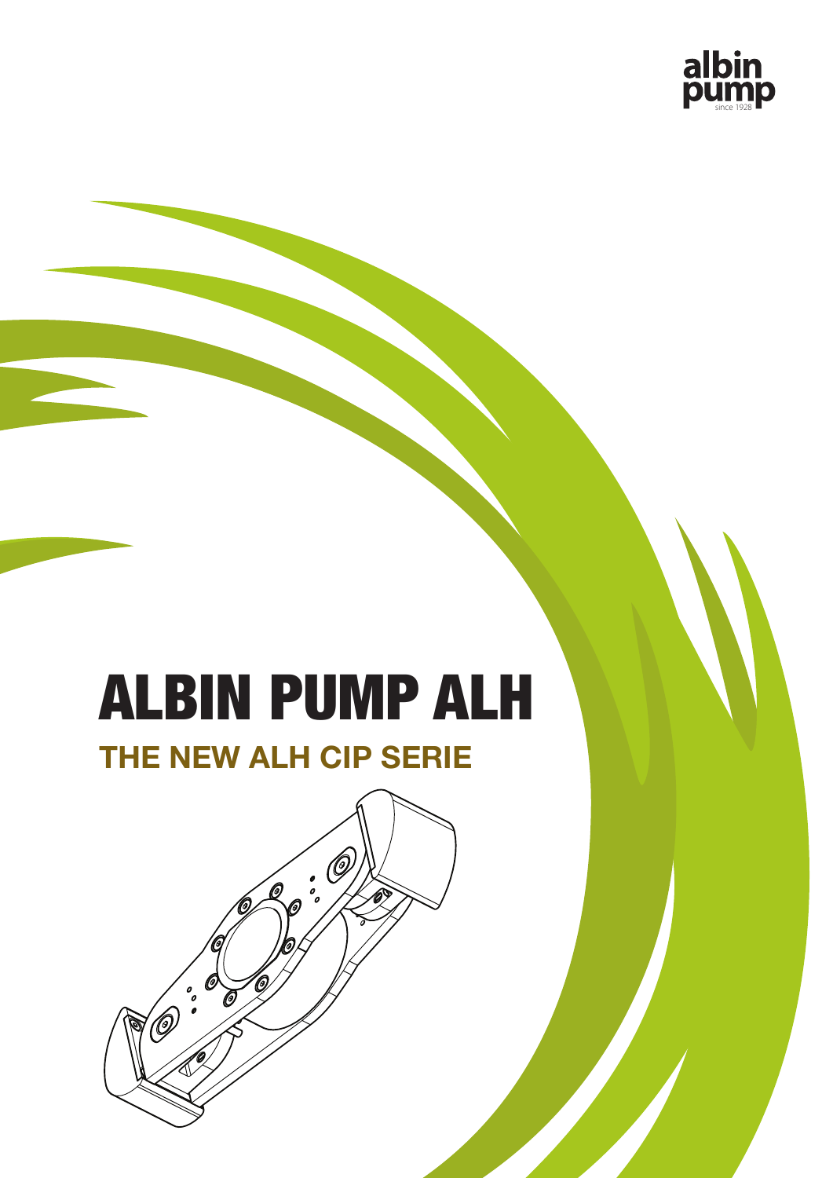albin pump
since 1928

# ALBIN PUMP ALH

## THE NEW ALH CIP SERIE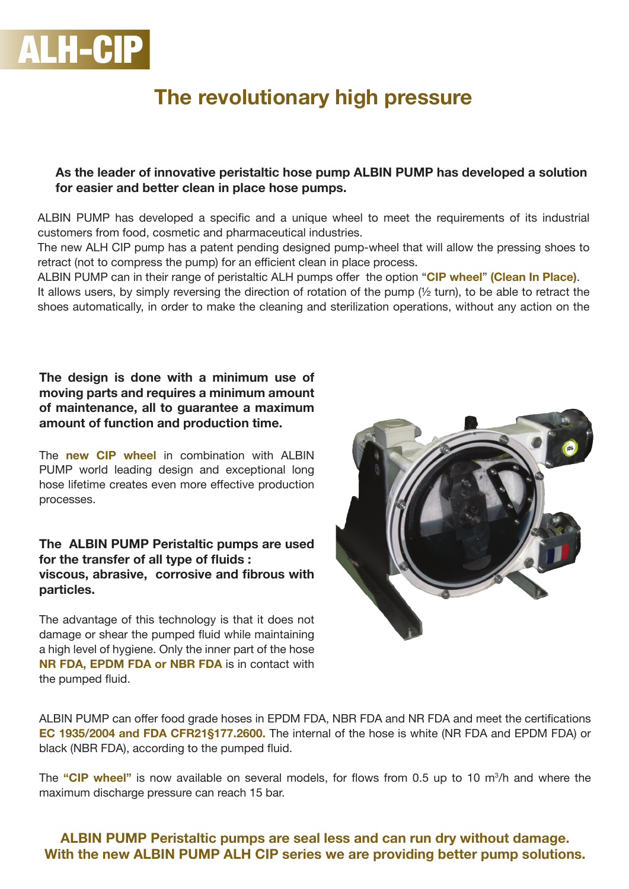# ALH-CIP

## The revolutionary high pressure

**As the leader of innovative peristaltic hose pump ALBIN PUMP has developed a solution for easier and better clean in place hose pumps.**

ALBIN PUMP has developed a specific and a unique wheel to meet the requirements of its industrial customers from food, cosmetic and pharmaceutical industries.
The new ALH CIP pump has a patent pending designed pump-wheel that will allow the pressing shoes to retract (not to compress the pump) for an efficient clean in place process.
ALBIN PUMP can in their range of peristaltic ALH pumps offer the option "**CIP wheel**" **(Clean In Place)**.
It allows users, by simply reversing the direction of rotation of the pump (½ turn), to be able to retract the shoes automatically, in order to make the cleaning and sterilization operations, without any action on the

**The design is done with a minimum use of moving parts and requires a minimum amount of maintenance, all to guarantee a maximum amount of function and production time.**

The **new CIP wheel** in combination with ALBIN PUMP world leading design and exceptional long hose lifetime creates even more effective production processes.

**The ALBIN PUMP Peristaltic pumps are used for the transfer of all type of fluids : viscous, abrasive, corrosive and fibrous with particles.**

The advantage of this technology is that it does not damage or shear the pumped fluid while maintaining a high level of hygiene. Only the inner part of the hose **NR FDA, EPDM FDA or NBR FDA** is in contact with the pumped fluid.

ALBIN PUMP can offer food grade hoses in EPDM FDA, NBR FDA and NR FDA and meet the certifications **EC 1935/2004 and FDA CFR21§177.2600.** The internal of the hose is white (NR FDA and EPDM FDA) or black (NBR FDA), according to the pumped fluid.

The **"CIP wheel"** is now available on several models, for flows from 0.5 up to 10 $m^3$/h and where the maximum discharge pressure can reach 15 bar.

**ALBIN PUMP Peristaltic pumps are seal less and can run dry without damage. With the new ALBIN PUMP ALH CIP series we are providing better pump solutions.**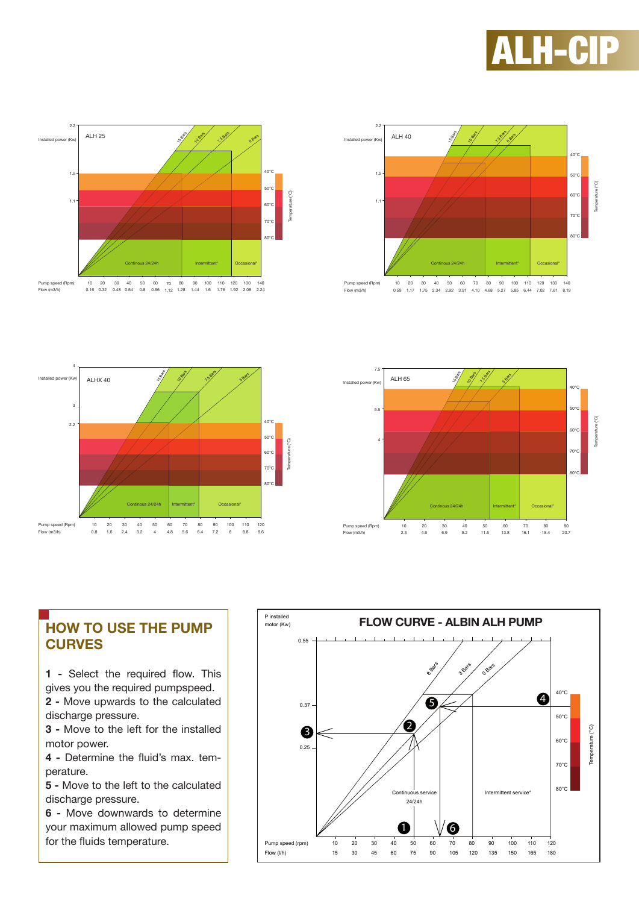# ALH-CIP

**ALH 25**

Installed power (Kw): 2.2, 1.5, 1.1

Pump speed (Rpm): 10, 20, 30, 40, 50, 60, 70, 80, 90, 100, 110, 120, 130, 140

Flow (m3/h): 0.16, 0.32, 0.48, 0.64, 0.8, 0.96, 1.12, 1.28, 1.44, 1.6, 1.76, 1.92, 2.08, 2.24

15 Bars, 10 Bars, 7.5 Bars, 5 Bars

Continous 24/24h, Intermittent*, Occasional*

Temperature (°C): 40°C, 50°C, 60°C, 70°C, 80°C

**ALH 40**

Installed power (Kw): 2.2, 1.5, 1.1

Pump speed (Rpm): 10, 20, 30, 40, 50, 60, 70, 80, 90, 100, 110, 120, 130, 140

Flow (m3/h): 0.59, 1.17, 1.75, 2.34, 2.92, 3.51, 4.10, 4.68, 5.27, 5.85, 6.44, 7.02, 7.61, 8.19

15 Bars, 10 Bars, 7.5 Bars, 5 Bars

Continous 24/24h, Intermittent*, Occasional*

Temperature (°C): 40°C, 50°C, 60°C, 70°C, 80°C

**ALHX 40**

Installed power (Kw): 4, 3, 2.2

Pump speed (Rpm): 10, 20, 30, 40, 50, 60, 70, 80, 90, 100, 110, 120

Flow (m3/h): 0.8, 1.6, 2.4, 3.2, 4, 4.8, 5.6, 6.4, 7.2, 8, 8.8, 9.6

15 Bars, 10 Bars, 7.5 Bars, 5 Bars

Continous 24/24h, Intermittent*, Occasional*

Temperature (°C): 40°C, 50°C, 60°C, 70°C, 80°C

**ALH 65**

Installed power (Kw): 7.5, 5.5, 4

Pump speed (Rpm): 10, 20, 30, 40, 50, 60, 70, 80, 90

Flow (m3/h): 2.3, 4.6, 6.9, 9.2, 11.5, 13.8, 16.1, 18.4, 20.7

15 Bars, 10 Bars, 7.5 Bars, 5 Bars

Continous 24/24h, Intermittent*, Occasional*

Temperature (°C): 40°C, 50°C, 60°C, 70°C, 80°C

## HOW TO USE THE PUMP CURVES

**1 -** Select the required flow. This gives you the required pumpspeed.
**2 -** Move upwards to the calculated discharge pressure.
**3 -** Move to the left for the installed motor power.
**4 -** Determine the fluid's max. temperature.
**5 -** Move to the left to the calculated discharge pressure.
**6 -** Move downwards to determine your maximum allowed pump speed for the fluids temperature.

**FLOW CURVE - ALBIN ALH PUMP**

P installed motor (Kw): 0.55, 0.37, 0.25

Pump speed (rpm): 10, 20, 30, 40, 50, 60, 70, 80, 90, 100, 110, 120

Flow (l/h): 15, 30, 45, 60, 75, 90, 105, 120, 135, 150, 165, 180

8 Bars, 3 Bars, 0 Bars

Continuous service 24/24h, Intermittent service*

Temperature (°C): 40°C, 50°C, 60°C, 70°C, 80°C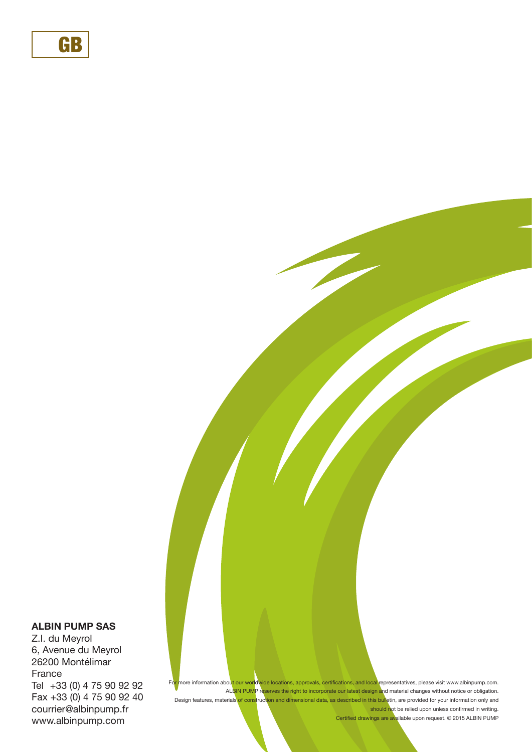GB

**ALBIN PUMP SAS**

Z.I. du Meyrol
6, Avenue du Meyrol
26200 Montélimar
France
Tel +33 (0) 4 75 90 92 92
Fax +33 (0) 4 75 90 92 40
courrier@albinpump.fr
www.albinpump.com

For more information about our worldwide locations, approvals, certifications, and local representatives, please visit www.albinpump.com.
ALBIN PUMP reserves the right to incorporate our latest design and material changes without notice or obligation.
Design features, materials of construction and dimensional data, as described in this bulletin, are provided for your information only and should not be relied upon unless confirmed in writing.
Certified drawings are available upon request. © 2015 ALBIN PUMP